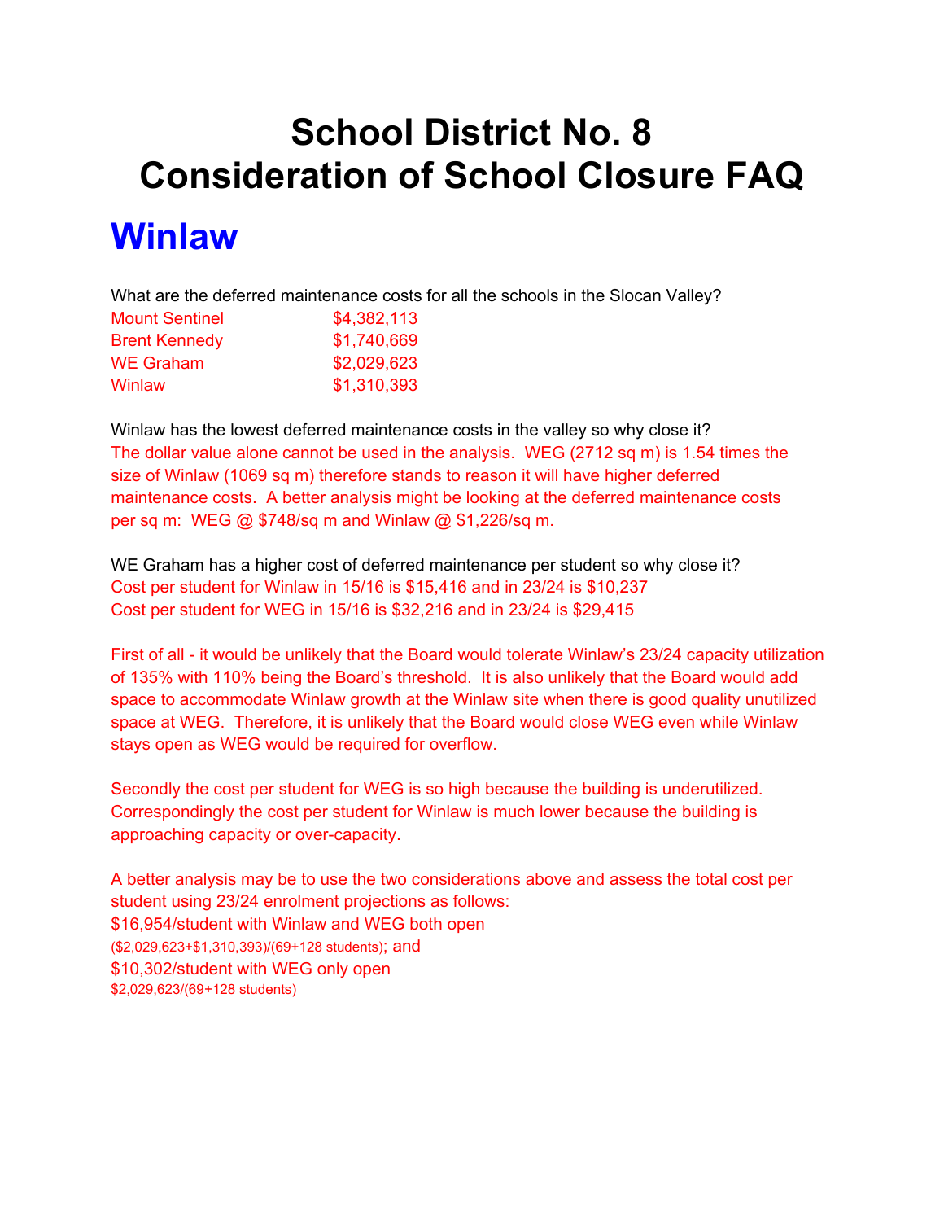# School District No. 8
# Consideration of School Closure FAQ

## Winlaw

What are the deferred maintenance costs for all the schools in the Slocan Valley?

| | |
|---|---|
| Mount Sentinel | $4,382,113 |
| Brent Kennedy | $1,740,669 |
| WE Graham | $2,029,623 |
| Winlaw | $1,310,393 |

Winlaw has the lowest deferred maintenance costs in the valley so why close it?

The dollar value alone cannot be used in the analysis. WEG (2712 sq m) is 1.54 times the size of Winlaw (1069 sq m) therefore stands to reason it will have higher deferred maintenance costs. A better analysis might be looking at the deferred maintenance costs per sq m: WEG @ $748/sq m and Winlaw @ $1,226/sq m.

WE Graham has a higher cost of deferred maintenance per student so why close it?

Cost per student for Winlaw in 15/16 is $15,416 and in 23/24 is $10,237
Cost per student for WEG in 15/16 is $32,216 and in 23/24 is $29,415

First of all - it would be unlikely that the Board would tolerate Winlaw's 23/24 capacity utilization of 135% with 110% being the Board's threshold. It is also unlikely that the Board would add space to accommodate Winlaw growth at the Winlaw site when there is good quality unutilized space at WEG. Therefore, it is unlikely that the Board would close WEG even while Winlaw stays open as WEG would be required for overflow.

Secondly the cost per student for WEG is so high because the building is underutilized. Correspondingly the cost per student for Winlaw is much lower because the building is approaching capacity or over-capacity.

A better analysis may be to use the two considerations above and assess the total cost per student using 23/24 enrolment projections as follows:
$16,954/student with Winlaw and WEG both open
($2,029,623+$1,310,393)/(69+128 students); and
$10,302/student with WEG only open
$2,029,623/(69+128 students)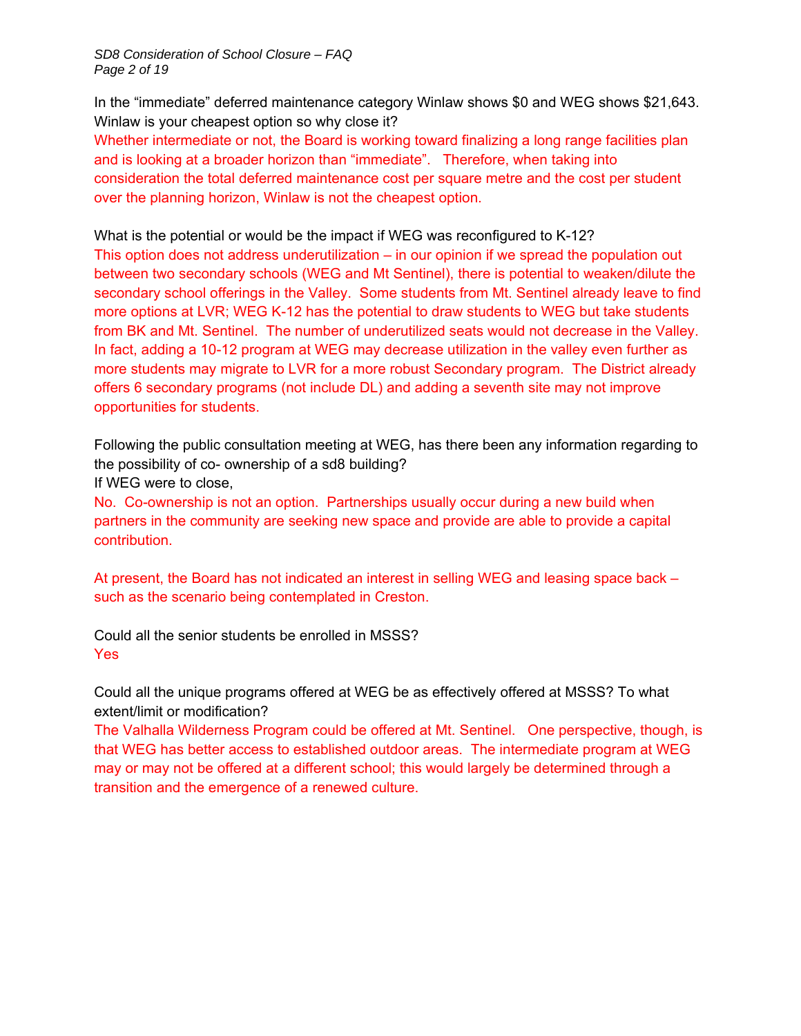In the “immediate” deferred maintenance category Winlaw shows $0 and WEG shows $21,643. Winlaw is your cheapest option so why close it?

Whether intermediate or not, the Board is working toward finalizing a long range facilities plan and is looking at a broader horizon than “immediate”. Therefore, when taking into consideration the total deferred maintenance cost per square metre and the cost per student over the planning horizon, Winlaw is not the cheapest option.

What is the potential or would be the impact if WEG was reconfigured to K-12?

This option does not address underutilization – in our opinion if we spread the population out between two secondary schools (WEG and Mt Sentinel), there is potential to weaken/dilute the secondary school offerings in the Valley. Some students from Mt. Sentinel already leave to find more options at LVR; WEG K-12 has the potential to draw students to WEG but take students from BK and Mt. Sentinel. The number of underutilized seats would not decrease in the Valley. In fact, adding a 10-12 program at WEG may decrease utilization in the valley even further as more students may migrate to LVR for a more robust Secondary program. The District already offers 6 secondary programs (not include DL) and adding a seventh site may not improve opportunities for students.

Following the public consultation meeting at WEG, has there been any information regarding to the possibility of co- ownership of a sd8 building?

If WEG were to close,

No. Co-ownership is not an option. Partnerships usually occur during a new build when partners in the community are seeking new space and provide are able to provide a capital contribution.

At present, the Board has not indicated an interest in selling WEG and leasing space back – such as the scenario being contemplated in Creston.

Could all the senior students be enrolled in MSSS?

Yes

Could all the unique programs offered at WEG be as effectively offered at MSSS? To what extent/limit or modification?

The Valhalla Wilderness Program could be offered at Mt. Sentinel. One perspective, though, is that WEG has better access to established outdoor areas. The intermediate program at WEG may or may not be offered at a different school; this would largely be determined through a transition and the emergence of a renewed culture.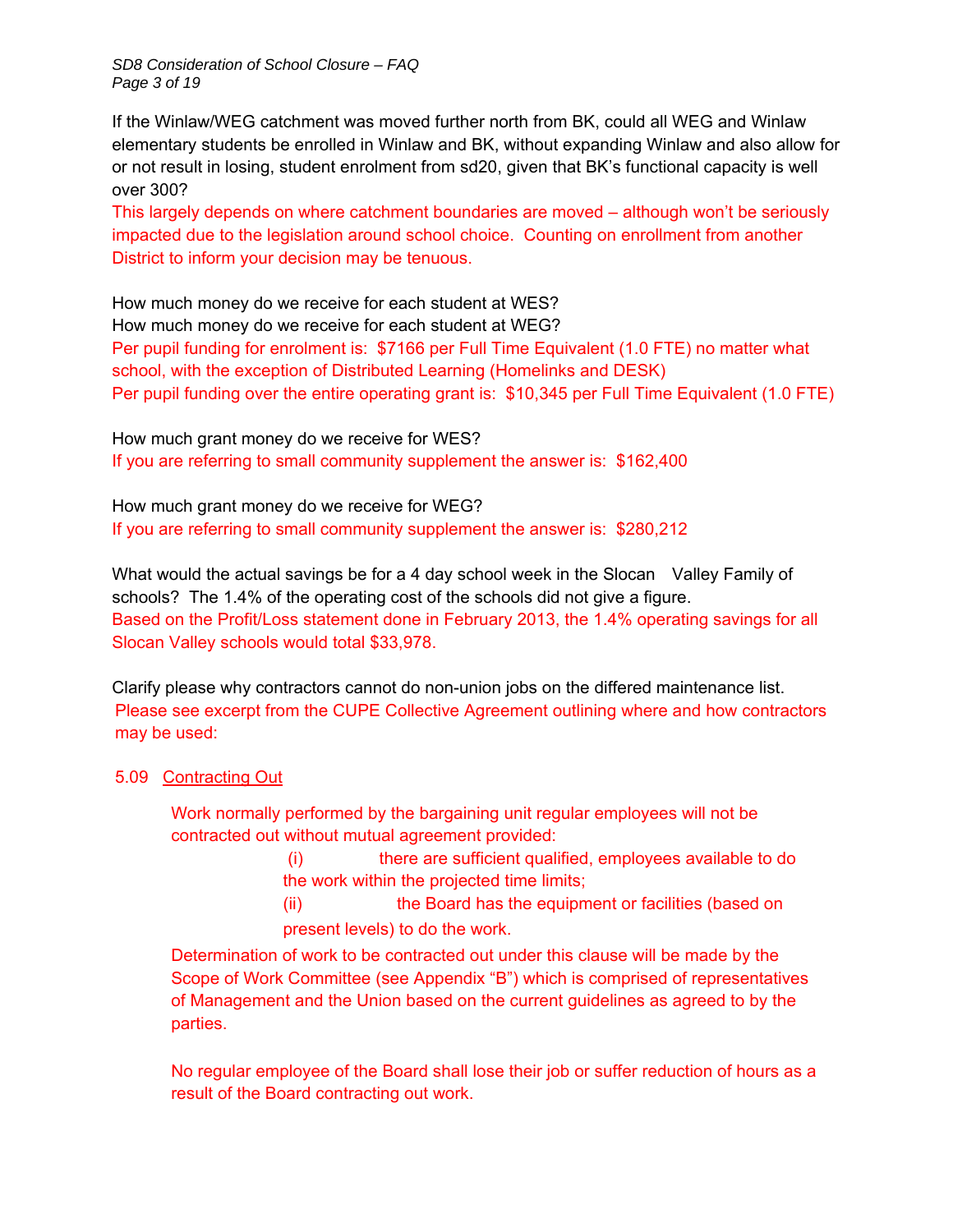If the Winlaw/WEG catchment was moved further north from BK, could all WEG and Winlaw elementary students be enrolled in Winlaw and BK, without expanding Winlaw and also allow for or not result in losing, student enrolment from sd20, given that BK's functional capacity is well over 300?

This largely depends on where catchment boundaries are moved – although won't be seriously impacted due to the legislation around school choice. Counting on enrollment from another District to inform your decision may be tenuous.

How much money do we receive for each student at WES?
How much money do we receive for each student at WEG?

Per pupil funding for enrolment is: $7166 per Full Time Equivalent (1.0 FTE) no matter what school, with the exception of Distributed Learning (Homelinks and DESK)
Per pupil funding over the entire operating grant is: $10,345 per Full Time Equivalent (1.0 FTE)

How much grant money do we receive for WES?

If you are referring to small community supplement the answer is: $162,400

How much grant money do we receive for WEG?

If you are referring to small community supplement the answer is: $280,212

What would the actual savings be for a 4 day school week in the Slocan Valley Family of schools? The 1.4% of the operating cost of the schools did not give a figure.

Based on the Profit/Loss statement done in February 2013, the 1.4% operating savings for all Slocan Valley schools would total $33,978.

Clarify please why contractors cannot do non-union jobs on the differed maintenance list.

Please see excerpt from the CUPE Collective Agreement outlining where and how contractors may be used:

5.09 Contracting Out

Work normally performed by the bargaining unit regular employees will not be contracted out without mutual agreement provided:

(i) there are sufficient qualified, employees available to do the work within the projected time limits;

(ii) the Board has the equipment or facilities (based on present levels) to do the work.

Determination of work to be contracted out under this clause will be made by the Scope of Work Committee (see Appendix "B") which is comprised of representatives of Management and the Union based on the current guidelines as agreed to by the parties.

No regular employee of the Board shall lose their job or suffer reduction of hours as a result of the Board contracting out work.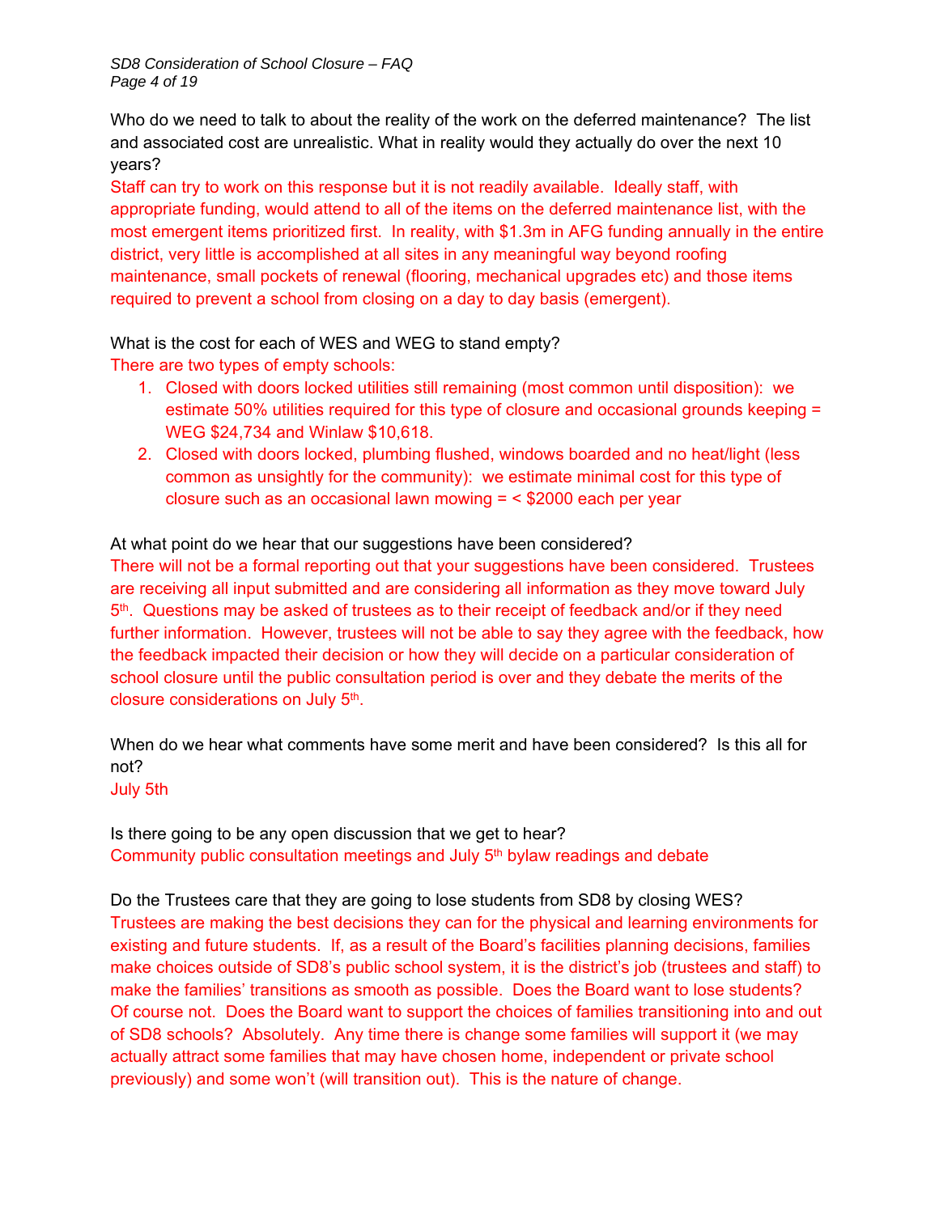Who do we need to talk to about the reality of the work on the deferred maintenance? The list and associated cost are unrealistic. What in reality would they actually do over the next 10 years?

Staff can try to work on this response but it is not readily available. Ideally staff, with appropriate funding, would attend to all of the items on the deferred maintenance list, with the most emergent items prioritized first. In reality, with $1.3m in AFG funding annually in the entire district, very little is accomplished at all sites in any meaningful way beyond roofing maintenance, small pockets of renewal (flooring, mechanical upgrades etc) and those items required to prevent a school from closing on a day to day basis (emergent).

What is the cost for each of WES and WEG to stand empty?

There are two types of empty schools:

1. Closed with doors locked utilities still remaining (most common until disposition): we estimate 50% utilities required for this type of closure and occasional grounds keeping = WEG $24,734 and Winlaw $10,618.
2. Closed with doors locked, plumbing flushed, windows boarded and no heat/light (less common as unsightly for the community): we estimate minimal cost for this type of closure such as an occasional lawn mowing = < $2000 each per year

At what point do we hear that our suggestions have been considered?

There will not be a formal reporting out that your suggestions have been considered. Trustees are receiving all input submitted and are considering all information as they move toward July 5th. Questions may be asked of trustees as to their receipt of feedback and/or if they need further information. However, trustees will not be able to say they agree with the feedback, how the feedback impacted their decision or how they will decide on a particular consideration of school closure until the public consultation period is over and they debate the merits of the closure considerations on July 5th.

When do we hear what comments have some merit and have been considered? Is this all for not?

July 5th

Is there going to be any open discussion that we get to hear?

Community public consultation meetings and July 5th bylaw readings and debate

Do the Trustees care that they are going to lose students from SD8 by closing WES?

Trustees are making the best decisions they can for the physical and learning environments for existing and future students. If, as a result of the Board's facilities planning decisions, families make choices outside of SD8's public school system, it is the district's job (trustees and staff) to make the families' transitions as smooth as possible. Does the Board want to lose students? Of course not. Does the Board want to support the choices of families transitioning into and out of SD8 schools? Absolutely. Any time there is change some families will support it (we may actually attract some families that may have chosen home, independent or private school previously) and some won't (will transition out). This is the nature of change.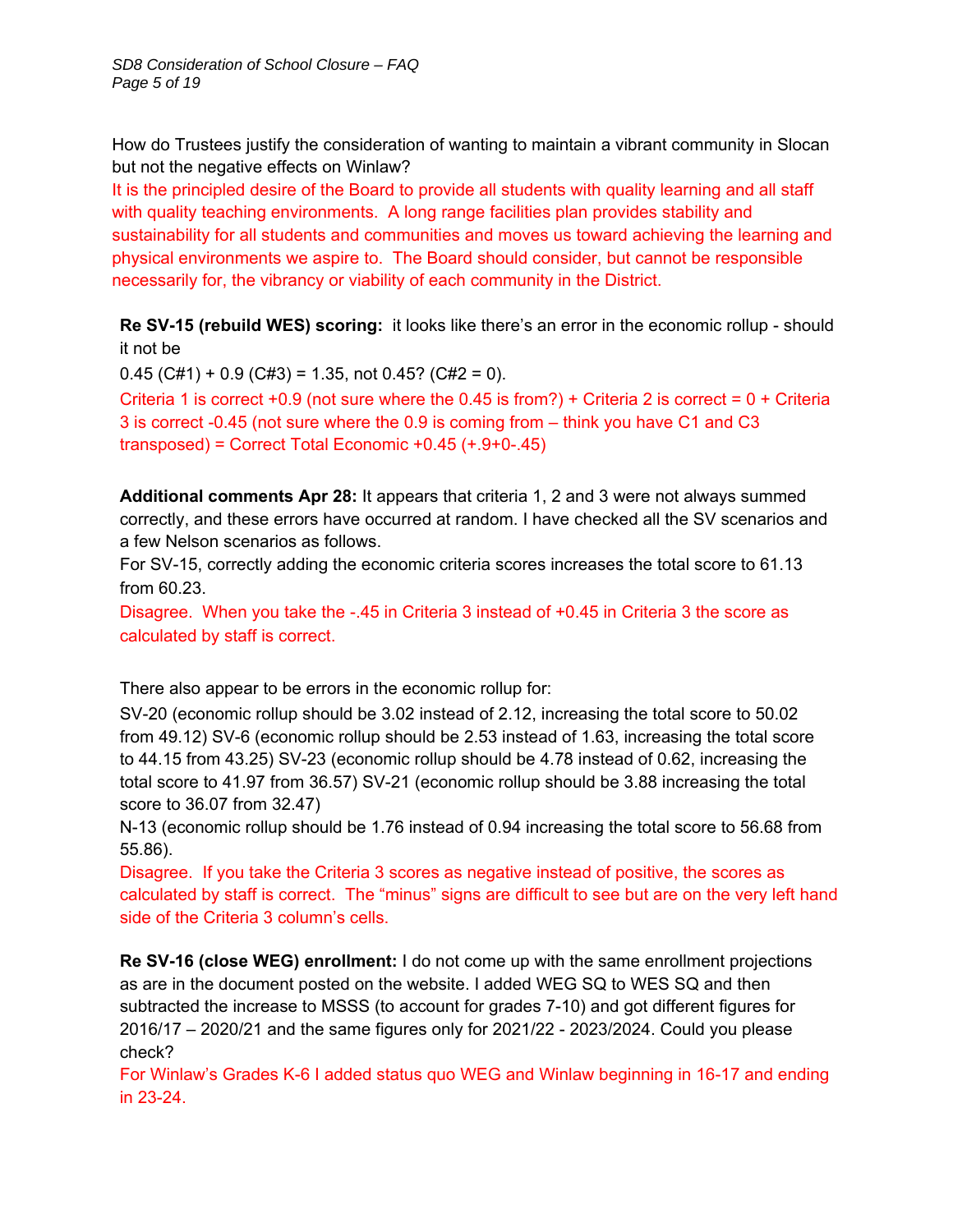How do Trustees justify the consideration of wanting to maintain a vibrant community in Slocan but not the negative effects on Winlaw?

It is the principled desire of the Board to provide all students with quality learning and all staff with quality teaching environments. A long range facilities plan provides stability and sustainability for all students and communities and moves us toward achieving the learning and physical environments we aspire to. The Board should consider, but cannot be responsible necessarily for, the vibrancy or viability of each community in the District.

**Re SV-15 (rebuild WES) scoring:** it looks like there's an error in the economic rollup - should it not be

0.45 (C#1) + 0.9 (C#3) = 1.35, not 0.45? (C#2 = 0).

Criteria 1 is correct +0.9 (not sure where the 0.45 is from?) + Criteria 2 is correct = 0 + Criteria 3 is correct -0.45 (not sure where the 0.9 is coming from – think you have C1 and C3 transposed) = Correct Total Economic +0.45 (+.9+0-.45)

**Additional comments Apr 28:** It appears that criteria 1, 2 and 3 were not always summed correctly, and these errors have occurred at random. I have checked all the SV scenarios and a few Nelson scenarios as follows.

For SV-15, correctly adding the economic criteria scores increases the total score to 61.13 from 60.23.

Disagree. When you take the -.45 in Criteria 3 instead of +0.45 in Criteria 3 the score as calculated by staff is correct.

There also appear to be errors in the economic rollup for:

SV-20 (economic rollup should be 3.02 instead of 2.12, increasing the total score to 50.02 from 49.12) SV-6 (economic rollup should be 2.53 instead of 1.63, increasing the total score to 44.15 from 43.25) SV-23 (economic rollup should be 4.78 instead of 0.62, increasing the total score to 41.97 from 36.57) SV-21 (economic rollup should be 3.88 increasing the total score to 36.07 from 32.47)

N-13 (economic rollup should be 1.76 instead of 0.94 increasing the total score to 56.68 from 55.86).

Disagree. If you take the Criteria 3 scores as negative instead of positive, the scores as calculated by staff is correct. The "minus" signs are difficult to see but are on the very left hand side of the Criteria 3 column's cells.

**Re SV-16 (close WEG) enrollment:** I do not come up with the same enrollment projections as are in the document posted on the website. I added WEG SQ to WES SQ and then subtracted the increase to MSSS (to account for grades 7-10) and got different figures for 2016/17 – 2020/21 and the same figures only for 2021/22 - 2023/2024. Could you please check?

For Winlaw's Grades K-6 I added status quo WEG and Winlaw beginning in 16-17 and ending in 23-24.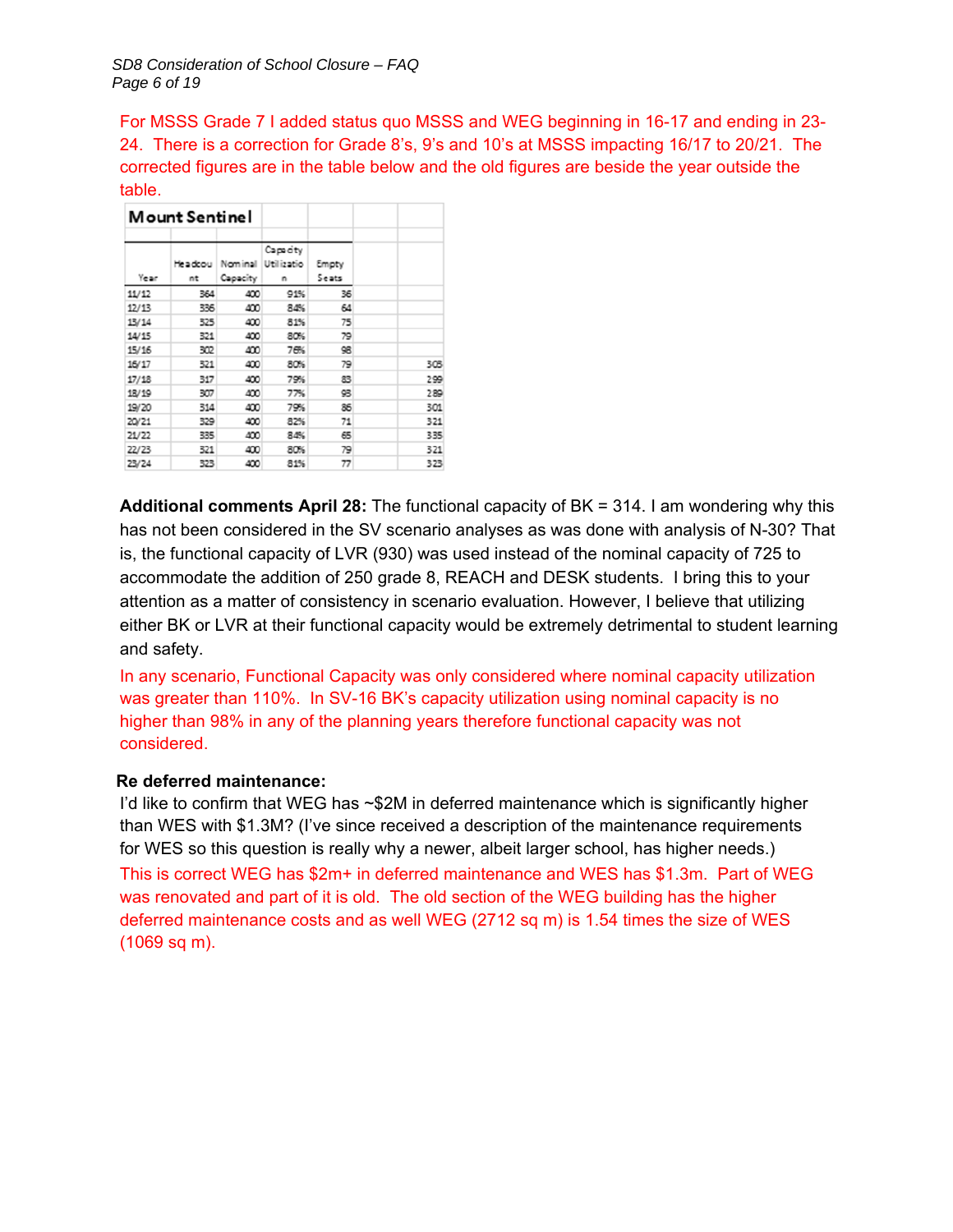For MSSS Grade 7 I added status quo MSSS and WEG beginning in 16-17 and ending in 23-24. There is a correction for Grade 8's, 9's and 10's at MSSS impacting 16/17 to 20/21. The corrected figures are in the table below and the old figures are beside the year outside the table.

| Mount Sentinel | | | | | |
|---|---|---|---|---|---|
| Year | Headcount | Nominal Capacity | Capacity Utilization | Empty Seats | |
| 11/12 | 364 | 400 | 91% | 36 | |
| 12/13 | 336 | 400 | 84% | 64 | |
| 13/14 | 325 | 400 | 81% | 75 | |
| 14/15 | 321 | 400 | 80% | 79 | |
| 15/16 | 302 | 400 | 76% | 98 | |
| 16/17 | 321 | 400 | 80% | 79 | 308 |
| 17/18 | 317 | 400 | 79% | 83 | 299 |
| 18/19 | 307 | 400 | 77% | 93 | 289 |
| 19/20 | 314 | 400 | 79% | 86 | 301 |
| 20/21 | 329 | 400 | 82% | 71 | 321 |
| 21/22 | 335 | 400 | 84% | 65 | 335 |
| 22/23 | 321 | 400 | 80% | 79 | 321 |
| 23/24 | 323 | 400 | 81% | 77 | 323 |

**Additional comments April 28:** The functional capacity of BK = 314. I am wondering why this has not been considered in the SV scenario analyses as was done with analysis of N-30? That is, the functional capacity of LVR (930) was used instead of the nominal capacity of 725 to accommodate the addition of 250 grade 8, REACH and DESK students. I bring this to your attention as a matter of consistency in scenario evaluation. However, I believe that utilizing either BK or LVR at their functional capacity would be extremely detrimental to student learning and safety.

In any scenario, Functional Capacity was only considered where nominal capacity utilization was greater than 110%. In SV-16 BK's capacity utilization using nominal capacity is no higher than 98% in any of the planning years therefore functional capacity was not considered.

**Re deferred maintenance:**

I'd like to confirm that WEG has ~$2M in deferred maintenance which is significantly higher than WES with $1.3M? (I've since received a description of the maintenance requirements for WES so this question is really why a newer, albeit larger school, has higher needs.)

This is correct WEG has $2m+ in deferred maintenance and WES has $1.3m. Part of WEG was renovated and part of it is old. The old section of the WEG building has the higher deferred maintenance costs and as well WEG (2712 sq m) is 1.54 times the size of WES (1069 sq m).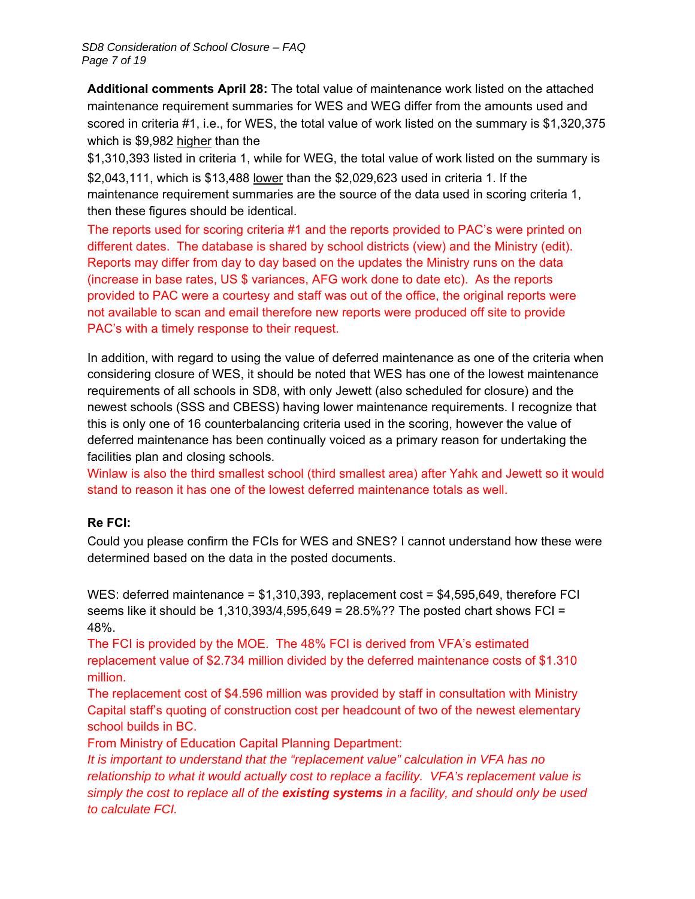**Additional comments April 28:** The total value of maintenance work listed on the attached maintenance requirement summaries for WES and WEG differ from the amounts used and scored in criteria #1, i.e., for WES, the total value of work listed on the summary is $1,320,375 which is $9,982 <u>higher</u> than the $1,310,393 listed in criteria 1, while for WEG, the total value of work listed on the summary is $2,043,111, which is $13,488 <u>lower</u> than the $2,029,623 used in criteria 1. If the maintenance requirement summaries are the source of the data used in scoring criteria 1, then these figures should be identical.

The reports used for scoring criteria #1 and the reports provided to PAC's were printed on different dates. The database is shared by school districts (view) and the Ministry (edit). Reports may differ from day to day based on the updates the Ministry runs on the data (increase in base rates, US $ variances, AFG work done to date etc). As the reports provided to PAC were a courtesy and staff was out of the office, the original reports were not available to scan and email therefore new reports were produced off site to provide PAC's with a timely response to their request.

In addition, with regard to using the value of deferred maintenance as one of the criteria when considering closure of WES, it should be noted that WES has one of the lowest maintenance requirements of all schools in SD8, with only Jewett (also scheduled for closure) and the newest schools (SSS and CBESS) having lower maintenance requirements. I recognize that this is only one of 16 counterbalancing criteria used in the scoring, however the value of deferred maintenance has been continually voiced as a primary reason for undertaking the facilities plan and closing schools.

Winlaw is also the third smallest school (third smallest area) after Yahk and Jewett so it would stand to reason it has one of the lowest deferred maintenance totals as well.

**Re FCI:**

Could you please confirm the FCIs for WES and SNES? I cannot understand how these were determined based on the data in the posted documents.

WES: deferred maintenance = $1,310,393, replacement cost = $4,595,649, therefore FCI seems like it should be 1,310,393/4,595,649 = 28.5%?? The posted chart shows FCI = 48%.

The FCI is provided by the MOE. The 48% FCI is derived from VFA's estimated replacement value of $2.734 million divided by the deferred maintenance costs of $1.310 million.

The replacement cost of $4.596 million was provided by staff in consultation with Ministry Capital staff's quoting of construction cost per headcount of two of the newest elementary school builds in BC.

From Ministry of Education Capital Planning Department:

*It is important to understand that the "replacement value" calculation in VFA has no relationship to what it would actually cost to replace a facility. VFA's replacement value is simply the cost to replace all of the **existing systems** in a facility, and should only be used to calculate FCI.*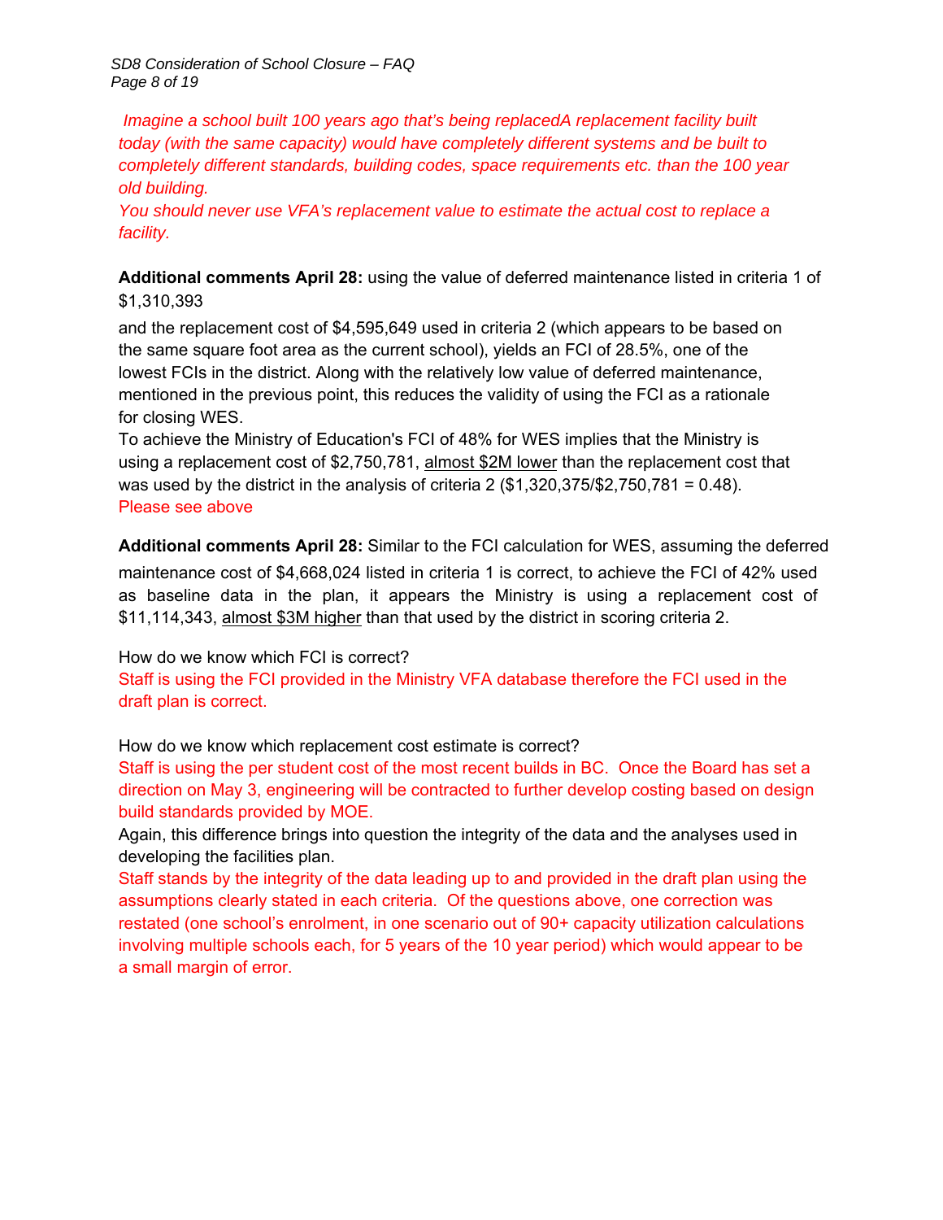*Imagine a school built 100 years ago that's being replacedA replacement facility built today (with the same capacity) would have completely different systems and be built to completely different standards, building codes, space requirements etc. than the 100 year old building.*

*You should never use VFA's replacement value to estimate the actual cost to replace a facility.*

**Additional comments April 28:** using the value of deferred maintenance listed in criteria 1 of $1,310,393

and the replacement cost of $4,595,649 used in criteria 2 (which appears to be based on the same square foot area as the current school), yields an FCI of 28.5%, one of the lowest FCIs in the district. Along with the relatively low value of deferred maintenance, mentioned in the previous point, this reduces the validity of using the FCI as a rationale for closing WES.

To achieve the Ministry of Education's FCI of 48% for WES implies that the Ministry is using a replacement cost of $2,750,781, <u>almost $2M lower</u> than the replacement cost that was used by the district in the analysis of criteria 2 ($1,320,375/$2,750,781 = 0.48).

Please see above

**Additional comments April 28:** Similar to the FCI calculation for WES, assuming the deferred maintenance cost of $4,668,024 listed in criteria 1 is correct, to achieve the FCI of 42% used as baseline data in the plan, it appears the Ministry is using a replacement cost of $11,114,343, <u>almost $3M higher</u> than that used by the district in scoring criteria 2.

How do we know which FCI is correct?

Staff is using the FCI provided in the Ministry VFA database therefore the FCI used in the draft plan is correct.

How do we know which replacement cost estimate is correct?

Staff is using the per student cost of the most recent builds in BC. Once the Board has set a direction on May 3, engineering will be contracted to further develop costing based on design build standards provided by MOE.

Again, this difference brings into question the integrity of the data and the analyses used in developing the facilities plan.

Staff stands by the integrity of the data leading up to and provided in the draft plan using the assumptions clearly stated in each criteria. Of the questions above, one correction was restated (one school's enrolment, in one scenario out of 90+ capacity utilization calculations involving multiple schools each, for 5 years of the 10 year period) which would appear to be a small margin of error.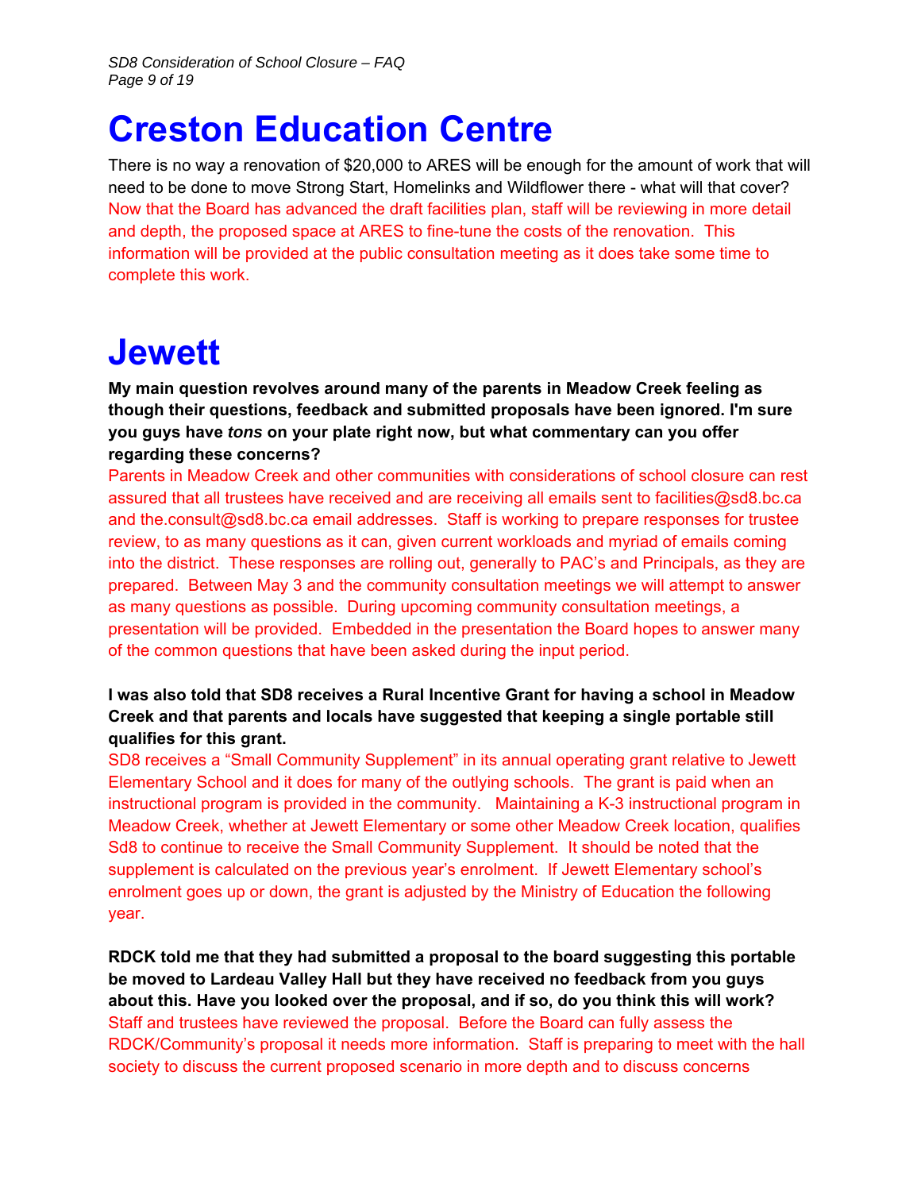# Creston Education Centre

There is no way a renovation of $20,000 to ARES will be enough for the amount of work that will need to be done to move Strong Start, Homelinks and Wildflower there - what will that cover?

Now that the Board has advanced the draft facilities plan, staff will be reviewing in more detail and depth, the proposed space at ARES to fine-tune the costs of the renovation. This information will be provided at the public consultation meeting as it does take some time to complete this work.

# Jewett

**My main question revolves around many of the parents in Meadow Creek feeling as though their questions, feedback and submitted proposals have been ignored. I'm sure you guys have *tons* on your plate right now, but what commentary can you offer regarding these concerns?**

Parents in Meadow Creek and other communities with considerations of school closure can rest assured that all trustees have received and are receiving all emails sent to facilities@sd8.bc.ca and the.consult@sd8.bc.ca email addresses. Staff is working to prepare responses for trustee review, to as many questions as it can, given current workloads and myriad of emails coming into the district. These responses are rolling out, generally to PAC's and Principals, as they are prepared. Between May 3 and the community consultation meetings we will attempt to answer as many questions as possible. During upcoming community consultation meetings, a presentation will be provided. Embedded in the presentation the Board hopes to answer many of the common questions that have been asked during the input period.

**I was also told that SD8 receives a Rural Incentive Grant for having a school in Meadow Creek and that parents and locals have suggested that keeping a single portable still qualifies for this grant.**

SD8 receives a "Small Community Supplement" in its annual operating grant relative to Jewett Elementary School and it does for many of the outlying schools. The grant is paid when an instructional program is provided in the community. Maintaining a K-3 instructional program in Meadow Creek, whether at Jewett Elementary or some other Meadow Creek location, qualifies Sd8 to continue to receive the Small Community Supplement. It should be noted that the supplement is calculated on the previous year's enrolment. If Jewett Elementary school's enrolment goes up or down, the grant is adjusted by the Ministry of Education the following year.

**RDCK told me that they had submitted a proposal to the board suggesting this portable be moved to Lardeau Valley Hall but they have received no feedback from you guys about this. Have you looked over the proposal, and if so, do you think this will work?**

Staff and trustees have reviewed the proposal. Before the Board can fully assess the RDCK/Community's proposal it needs more information. Staff is preparing to meet with the hall society to discuss the current proposed scenario in more depth and to discuss concerns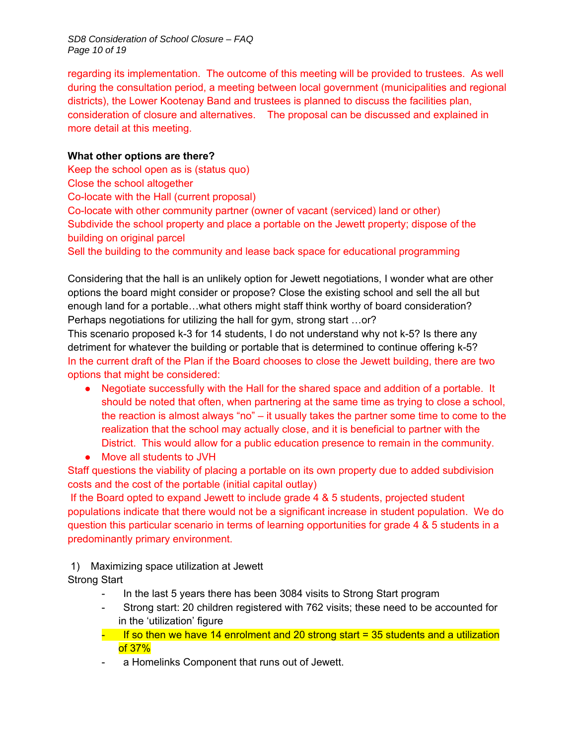regarding its implementation. The outcome of this meeting will be provided to trustees. As well during the consultation period, a meeting between local government (municipalities and regional districts), the Lower Kootenay Band and trustees is planned to discuss the facilities plan, consideration of closure and alternatives. The proposal can be discussed and explained in more detail at this meeting.

**What other options are there?**

Keep the school open as is (status quo)
Close the school altogether
Co-locate with the Hall (current proposal)
Co-locate with other community partner (owner of vacant (serviced) land or other)
Subdivide the school property and place a portable on the Jewett property; dispose of the building on original parcel
Sell the building to the community and lease back space for educational programming

Considering that the hall is an unlikely option for Jewett negotiations, I wonder what are other options the board might consider or propose? Close the existing school and sell the all but enough land for a portable…what others might staff think worthy of board consideration? Perhaps negotiations for utilizing the hall for gym, strong start …or?
This scenario proposed k-3 for 14 students, I do not understand why not k-5? Is there any detriment for whatever the building or portable that is determined to continue offering k-5?
In the current draft of the Plan if the Board chooses to close the Jewett building, there are two options that might be considered:

- Negotiate successfully with the Hall for the shared space and addition of a portable. It should be noted that often, when partnering at the same time as trying to close a school, the reaction is almost always "no" – it usually takes the partner some time to come to the realization that the school may actually close, and it is beneficial to partner with the District. This would allow for a public education presence to remain in the community.
- Move all students to JVH

Staff questions the viability of placing a portable on its own property due to added subdivision costs and the cost of the portable (initial capital outlay)
If the Board opted to expand Jewett to include grade 4 & 5 students, projected student populations indicate that there would not be a significant increase in student population. We do question this particular scenario in terms of learning opportunities for grade 4 & 5 students in a predominantly primary environment.

1) Maximizing space utilization at Jewett

Strong Start

- In the last 5 years there has been 3084 visits to Strong Start program
- Strong start: 20 children registered with 762 visits; these need to be accounted for in the 'utilization' figure
- If so then we have 14 enrolment and 20 strong start = 35 students and a utilization of 37%
- a Homelinks Component that runs out of Jewett.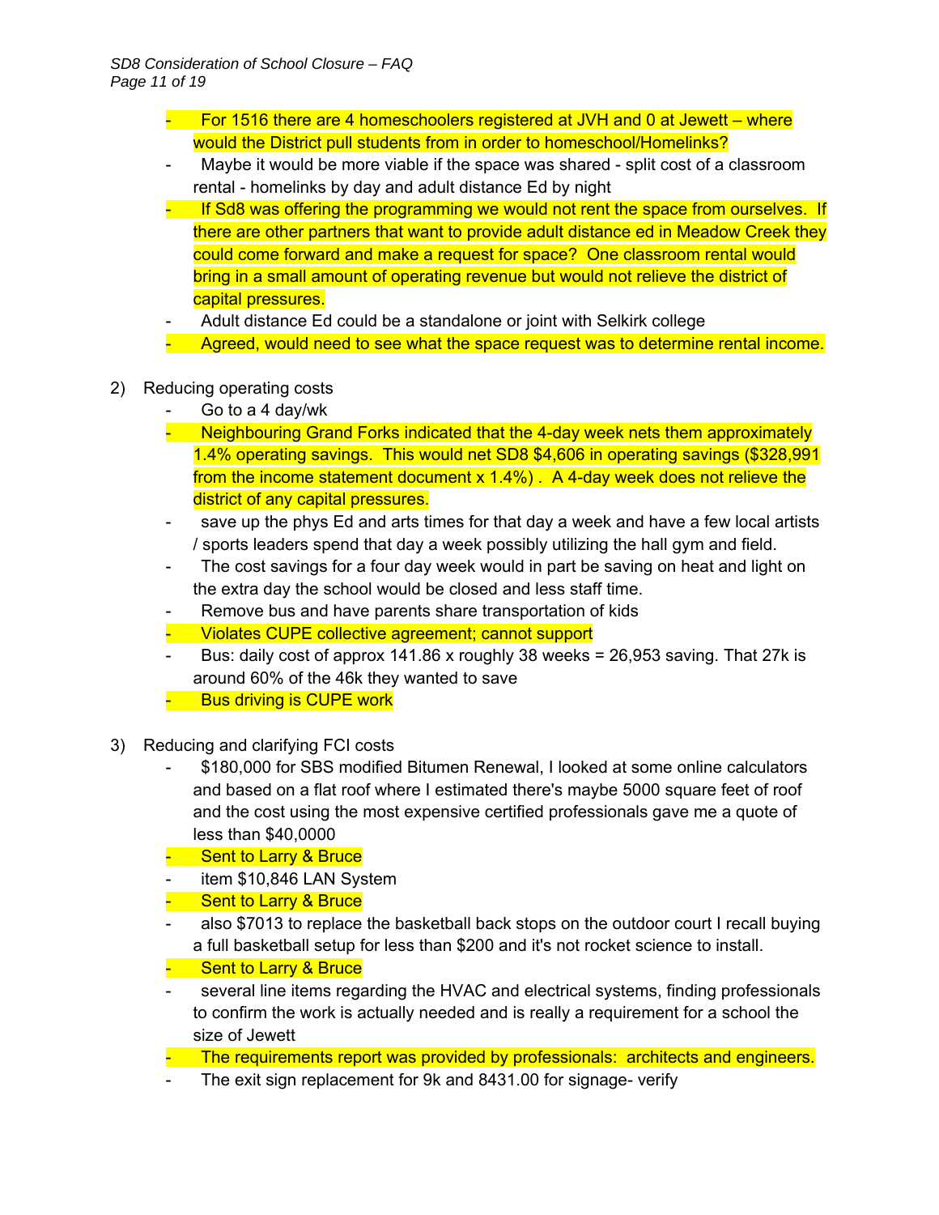- For 1516 there are 4 homeschoolers registered at JVH and 0 at Jewett – where would the District pull students from in order to homeschool/Homelinks?
- Maybe it would be more viable if the space was shared - split cost of a classroom rental - homelinks by day and adult distance Ed by night
- If Sd8 was offering the programming we would not rent the space from ourselves. If there are other partners that want to provide adult distance ed in Meadow Creek they could come forward and make a request for space? One classroom rental would bring in a small amount of operating revenue but would not relieve the district of capital pressures.
- Adult distance Ed could be a standalone or joint with Selkirk college
- Agreed, would need to see what the space request was to determine rental income.

2) Reducing operating costs
   - Go to a 4 day/wk
   - Neighbouring Grand Forks indicated that the 4-day week nets them approximately 1.4% operating savings. This would net SD8 $4,606 in operating savings ($328,991 from the income statement document x 1.4%) . A 4-day week does not relieve the district of any capital pressures.
   - save up the phys Ed and arts times for that day a week and have a few local artists / sports leaders spend that day a week possibly utilizing the hall gym and field.
   - The cost savings for a four day week would in part be saving on heat and light on the extra day the school would be closed and less staff time.
   - Remove bus and have parents share transportation of kids
   - Violates CUPE collective agreement; cannot support
   - Bus: daily cost of approx 141.86 x roughly 38 weeks = 26,953 saving. That 27k is around 60% of the 46k they wanted to save
   - Bus driving is CUPE work

3) Reducing and clarifying FCI costs
   - $180,000 for SBS modified Bitumen Renewal, I looked at some online calculators and based on a flat roof where I estimated there's maybe 5000 square feet of roof and the cost using the most expensive certified professionals gave me a quote of less than $40,0000
   - Sent to Larry & Bruce
   - item $10,846 LAN System
   - Sent to Larry & Bruce
   - also $7013 to replace the basketball back stops on the outdoor court I recall buying a full basketball setup for less than $200 and it's not rocket science to install.
   - Sent to Larry & Bruce
   - several line items regarding the HVAC and electrical systems, finding professionals to confirm the work is actually needed and is really a requirement for a school the size of Jewett
   - The requirements report was provided by professionals: architects and engineers.
   - The exit sign replacement for 9k and 8431.00 for signage- verify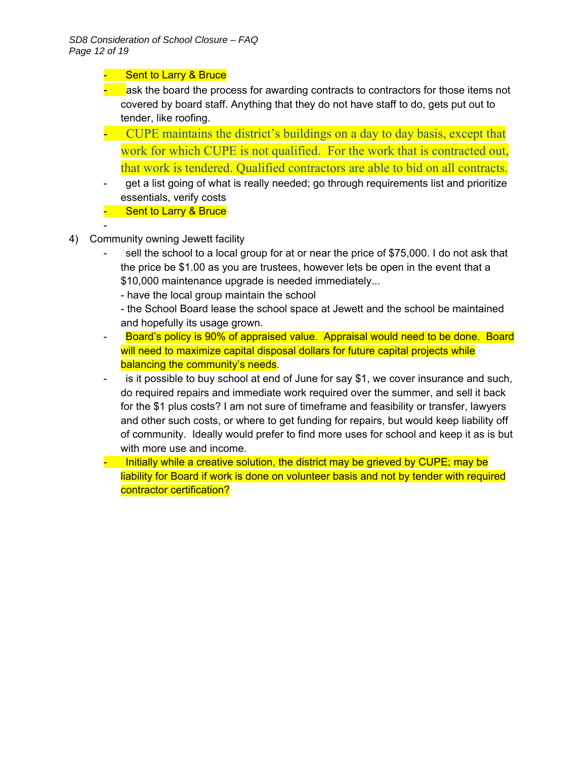- Sent to Larry & Bruce
- ask the board the process for awarding contracts to contractors for those items not covered by board staff. Anything that they do not have staff to do, gets put out to tender, like roofing.
- CUPE maintains the district's buildings on a day to day basis, except that work for which CUPE is not qualified. For the work that is contracted out, that work is tendered. Qualified contractors are able to bid on all contracts.
- get a list going of what is really needed; go through requirements list and prioritize essentials, verify costs
- Sent to Larry & Bruce
-

4) Community owning Jewett facility
   - sell the school to a local group for at or near the price of $75,000. I do not ask that the price be $1.00 as you are trustees, however lets be open in the event that a $10,000 maintenance upgrade is needed immediately...
     - have the local group maintain the school
     - the School Board lease the school space at Jewett and the school be maintained and hopefully its usage grown.
   - Board's policy is 90% of appraised value. Appraisal would need to be done. Board will need to maximize capital disposal dollars for future capital projects while balancing the community's needs.
   - is it possible to buy school at end of June for say $1, we cover insurance and such, do required repairs and immediate work required over the summer, and sell it back for the $1 plus costs? I am not sure of timeframe and feasibility or transfer, lawyers and other such costs, or where to get funding for repairs, but would keep liability off of community. Ideally would prefer to find more uses for school and keep it as is but with more use and income.
   - Initially while a creative solution, the district may be grieved by CUPE; may be liability for Board if work is done on volunteer basis and not by tender with required contractor certification?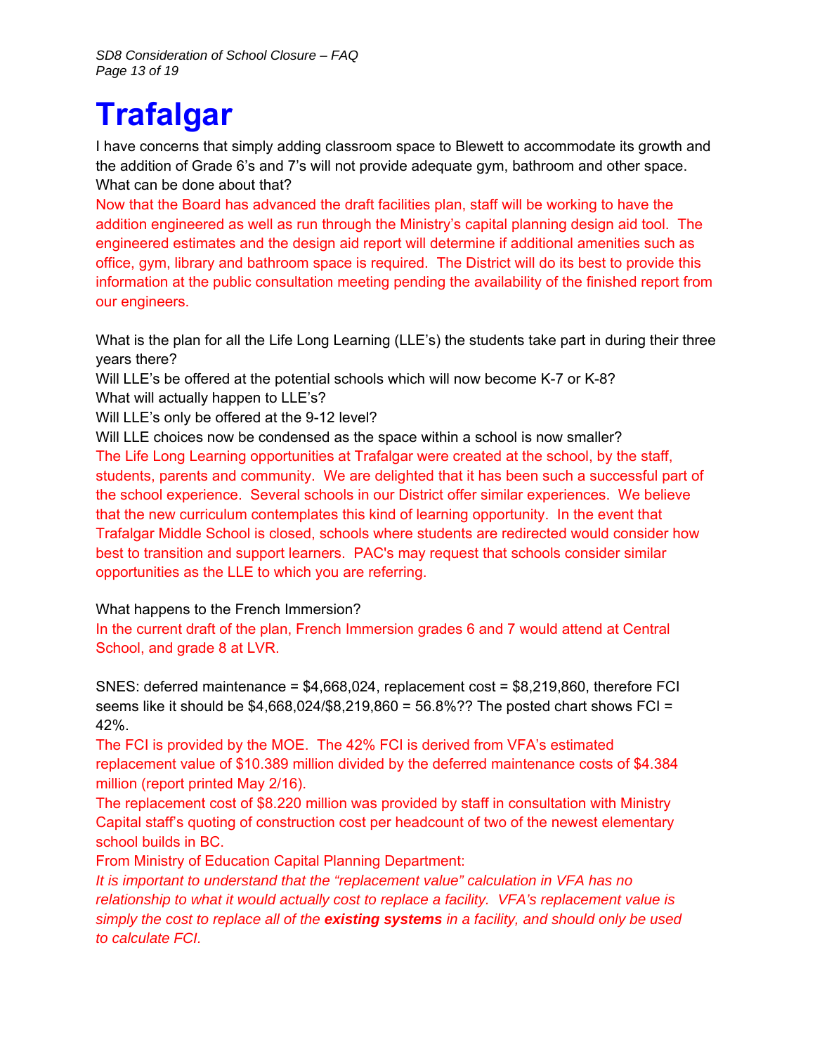# Trafalgar

I have concerns that simply adding classroom space to Blewett to accommodate its growth and the addition of Grade 6's and 7's will not provide adequate gym, bathroom and other space. What can be done about that?

Now that the Board has advanced the draft facilities plan, staff will be working to have the addition engineered as well as run through the Ministry's capital planning design aid tool. The engineered estimates and the design aid report will determine if additional amenities such as office, gym, library and bathroom space is required. The District will do its best to provide this information at the public consultation meeting pending the availability of the finished report from our engineers.

What is the plan for all the Life Long Learning (LLE's) the students take part in during their three years there?

Will LLE's be offered at the potential schools which will now become K-7 or K-8?

What will actually happen to LLE's?

Will LLE's only be offered at the 9-12 level?

Will LLE choices now be condensed as the space within a school is now smaller?

The Life Long Learning opportunities at Trafalgar were created at the school, by the staff, students, parents and community. We are delighted that it has been such a successful part of the school experience. Several schools in our District offer similar experiences. We believe that the new curriculum contemplates this kind of learning opportunity. In the event that Trafalgar Middle School is closed, schools where students are redirected would consider how best to transition and support learners. PAC's may request that schools consider similar opportunities as the LLE to which you are referring.

What happens to the French Immersion?

In the current draft of the plan, French Immersion grades 6 and 7 would attend at Central School, and grade 8 at LVR.

SNES: deferred maintenance = $4,668,024, replacement cost = $8,219,860, therefore FCI seems like it should be $4,668,024/$8,219,860 = 56.8%?? The posted chart shows FCI = 42%.

The FCI is provided by the MOE. The 42% FCI is derived from VFA's estimated replacement value of $10.389 million divided by the deferred maintenance costs of $4.384 million (report printed May 2/16).

The replacement cost of $8.220 million was provided by staff in consultation with Ministry Capital staff's quoting of construction cost per headcount of two of the newest elementary school builds in BC.

From Ministry of Education Capital Planning Department:

*It is important to understand that the "replacement value" calculation in VFA has no relationship to what it would actually cost to replace a facility. VFA's replacement value is simply the cost to replace all of the **existing systems** in a facility, and should only be used to calculate FCI.*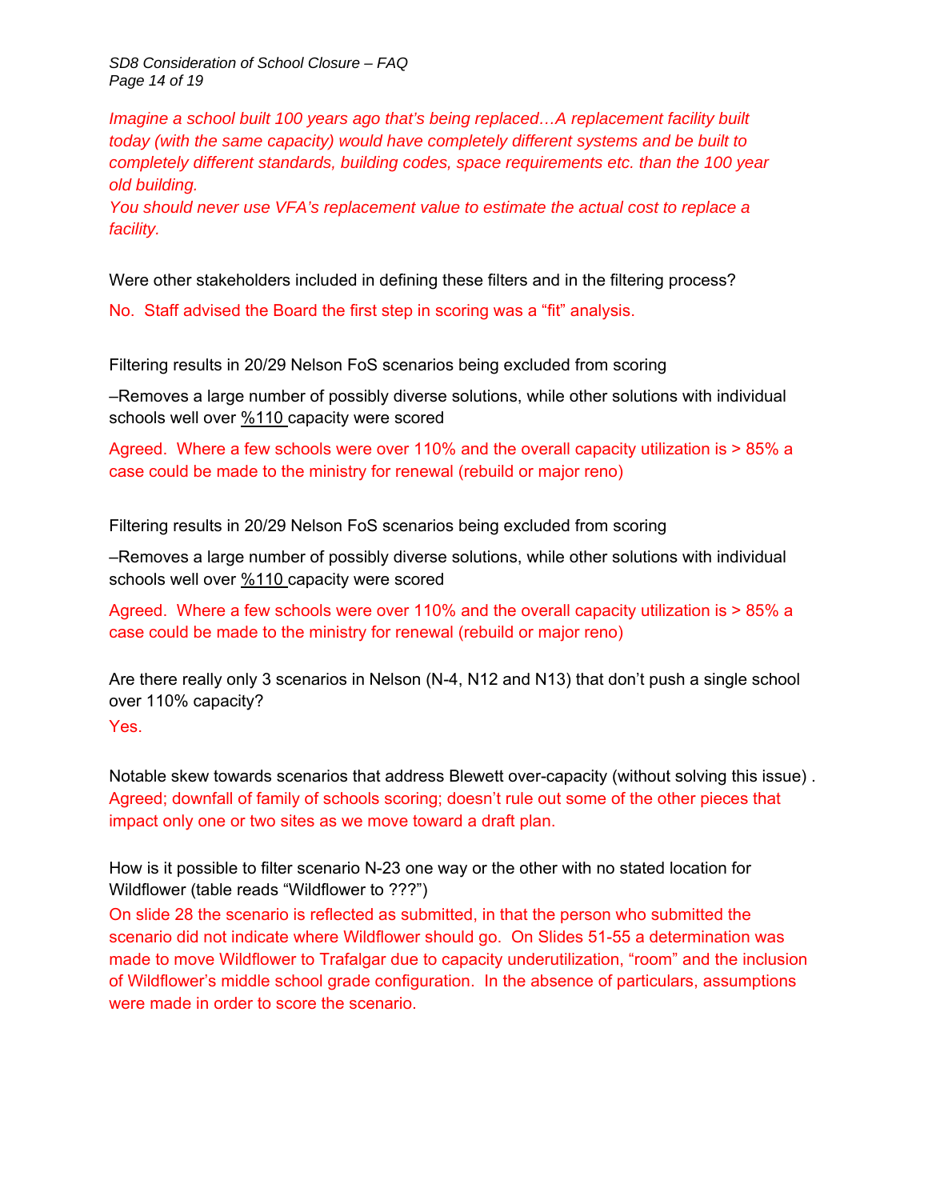*Imagine a school built 100 years ago that's being replaced…A replacement facility built today (with the same capacity) would have completely different systems and be built to completely different standards, building codes, space requirements etc. than the 100 year old building.*
*You should never use VFA's replacement value to estimate the actual cost to replace a facility.*

Were other stakeholders included in defining these filters and in the filtering process?

No. Staff advised the Board the first step in scoring was a "fit" analysis.

Filtering results in 20/29 Nelson FoS scenarios being excluded from scoring

–Removes a large number of possibly diverse solutions, while other solutions with individual schools well over %110 capacity were scored

Agreed. Where a few schools were over 110% and the overall capacity utilization is > 85% a case could be made to the ministry for renewal (rebuild or major reno)

Filtering results in 20/29 Nelson FoS scenarios being excluded from scoring

–Removes a large number of possibly diverse solutions, while other solutions with individual schools well over %110 capacity were scored

Agreed. Where a few schools were over 110% and the overall capacity utilization is > 85% a case could be made to the ministry for renewal (rebuild or major reno)

Are there really only 3 scenarios in Nelson (N-4, N12 and N13) that don't push a single school over 110% capacity?
Yes.

Notable skew towards scenarios that address Blewett over-capacity (without solving this issue) .
Agreed; downfall of family of schools scoring; doesn't rule out some of the other pieces that impact only one or two sites as we move toward a draft plan.

How is it possible to filter scenario N-23 one way or the other with no stated location for Wildflower (table reads "Wildflower to ???")
On slide 28 the scenario is reflected as submitted, in that the person who submitted the scenario did not indicate where Wildflower should go. On Slides 51-55 a determination was made to move Wildflower to Trafalgar due to capacity underutilization, "room" and the inclusion of Wildflower's middle school grade configuration. In the absence of particulars, assumptions were made in order to score the scenario.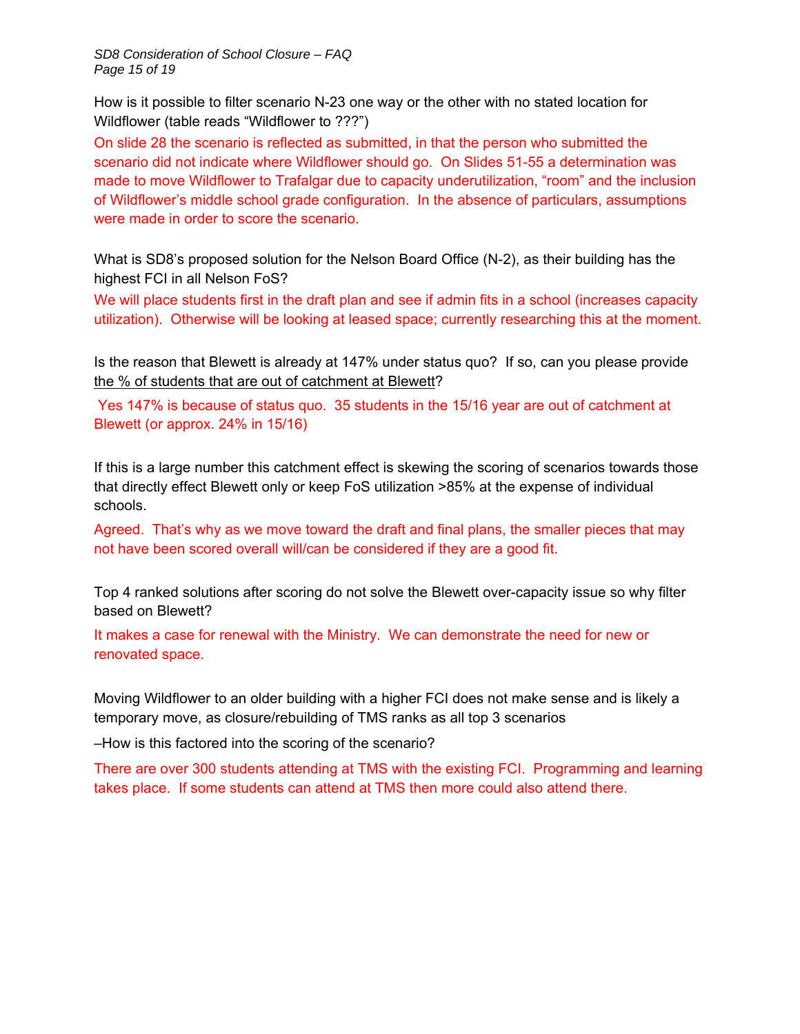How is it possible to filter scenario N-23 one way or the other with no stated location for Wildflower (table reads “Wildflower to ???”)

On slide 28 the scenario is reflected as submitted, in that the person who submitted the scenario did not indicate where Wildflower should go. On Slides 51-55 a determination was made to move Wildflower to Trafalgar due to capacity underutilization, “room” and the inclusion of Wildflower’s middle school grade configuration. In the absence of particulars, assumptions were made in order to score the scenario.

What is SD8’s proposed solution for the Nelson Board Office (N-2), as their building has the highest FCI in all Nelson FoS?

We will place students first in the draft plan and see if admin fits in a school (increases capacity utilization). Otherwise will be looking at leased space; currently researching this at the moment.

Is the reason that Blewett is already at 147% under status quo? If so, can you please provide <u>the % of students that are out of catchment at Blewett</u>?

Yes 147% is because of status quo. 35 students in the 15/16 year are out of catchment at Blewett (or approx. 24% in 15/16)

If this is a large number this catchment effect is skewing the scoring of scenarios towards those that directly effect Blewett only or keep FoS utilization >85% at the expense of individual schools.

Agreed. That’s why as we move toward the draft and final plans, the smaller pieces that may not have been scored overall will/can be considered if they are a good fit.

Top 4 ranked solutions after scoring do not solve the Blewett over-capacity issue so why filter based on Blewett?

It makes a case for renewal with the Ministry. We can demonstrate the need for new or renovated space.

Moving Wildflower to an older building with a higher FCI does not make sense and is likely a temporary move, as closure/rebuilding of TMS ranks as all top 3 scenarios

–How is this factored into the scoring of the scenario?

There are over 300 students attending at TMS with the existing FCI. Programming and learning takes place. If some students can attend at TMS then more could also attend there.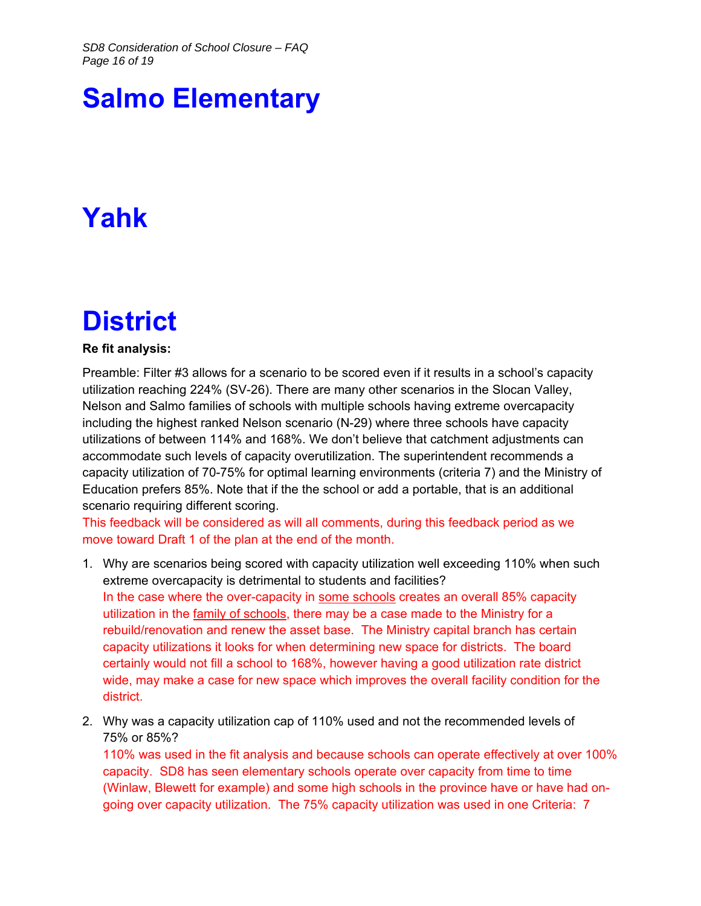# Salmo Elementary

# Yahk

# District

**Re fit analysis:**

Preamble: Filter #3 allows for a scenario to be scored even if it results in a school's capacity utilization reaching 224% (SV-26). There are many other scenarios in the Slocan Valley, Nelson and Salmo families of schools with multiple schools having extreme overcapacity including the highest ranked Nelson scenario (N-29) where three schools have capacity utilizations of between 114% and 168%. We don't believe that catchment adjustments can accommodate such levels of capacity overutilization. The superintendent recommends a capacity utilization of 70-75% for optimal learning environments (criteria 7) and the Ministry of Education prefers 85%. Note that if the the school or add a portable, that is an additional scenario requiring different scoring.

This feedback will be considered as will all comments, during this feedback period as we move toward Draft 1 of the plan at the end of the month.

1. Why are scenarios being scored with capacity utilization well exceeding 110% when such extreme overcapacity is detrimental to students and facilities?
   In the case where the over-capacity in <u>some schools</u> creates an overall 85% capacity utilization in the <u>family of schools</u>, there may be a case made to the Ministry for a rebuild/renovation and renew the asset base. The Ministry capital branch has certain capacity utilizations it looks for when determining new space for districts. The board certainly would not fill a school to 168%, however having a good utilization rate district wide, may make a case for new space which improves the overall facility condition for the district.

2. Why was a capacity utilization cap of 110% used and not the recommended levels of 75% or 85%?
   110% was used in the fit analysis and because schools can operate effectively at over 100% capacity. SD8 has seen elementary schools operate over capacity from time to time (Winlaw, Blewett for example) and some high schools in the province have or have had on-going over capacity utilization. The 75% capacity utilization was used in one Criteria: 7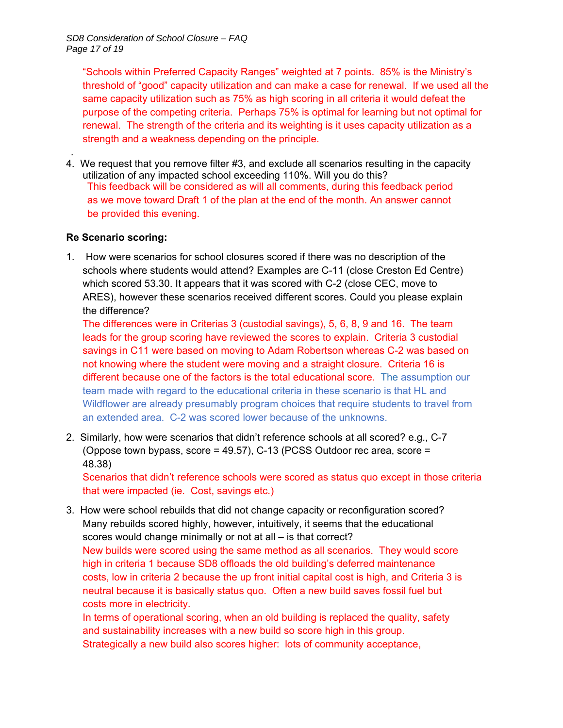"Schools within Preferred Capacity Ranges" weighted at 7 points. 85% is the Ministry's threshold of "good" capacity utilization and can make a case for renewal. If we used all the same capacity utilization such as 75% as high scoring in all criteria it would defeat the purpose of the competing criteria. Perhaps 75% is optimal for learning but not optimal for renewal. The strength of the criteria and its weighting is it uses capacity utilization as a strength and a weakness depending on the principle.

4. We request that you remove filter #3, and exclude all scenarios resulting in the capacity utilization of any impacted school exceeding 110%. Will you do this?
   This feedback will be considered as will all comments, during this feedback period as we move toward Draft 1 of the plan at the end of the month. An answer cannot be provided this evening.

**Re Scenario scoring:**

1. How were scenarios for school closures scored if there was no description of the schools where students would attend? Examples are C-11 (close Creston Ed Centre) which scored 53.30. It appears that it was scored with C-2 (close CEC, move to ARES), however these scenarios received different scores. Could you please explain the difference?
   The differences were in Criterias 3 (custodial savings), 5, 6, 8, 9 and 16. The team leads for the group scoring have reviewed the scores to explain. Criteria 3 custodial savings in C11 were based on moving to Adam Robertson whereas C-2 was based on not knowing where the student were moving and a straight closure. Criteria 16 is different because one of the factors is the total educational score. The assumption our team made with regard to the educational criteria in these scenario is that HL and Wildflower are already presumably program choices that require students to travel from an extended area. C-2 was scored lower because of the unknowns.

2. Similarly, how were scenarios that didn't reference schools at all scored? e.g., C-7 (Oppose town bypass, score = 49.57), C-13 (PCSS Outdoor rec area, score = 48.38)
   Scenarios that didn't reference schools were scored as status quo except in those criteria that were impacted (ie. Cost, savings etc.)

3. How were school rebuilds that did not change capacity or reconfiguration scored? Many rebuilds scored highly, however, intuitively, it seems that the educational scores would change minimally or not at all – is that correct?
   New builds were scored using the same method as all scenarios. They would score high in criteria 1 because SD8 offloads the old building's deferred maintenance costs, low in criteria 2 because the up front initial capital cost is high, and Criteria 3 is neutral because it is basically status quo. Often a new build saves fossil fuel but costs more in electricity.
   In terms of operational scoring, when an old building is replaced the quality, safety and sustainability increases with a new build so score high in this group.
   Strategically a new build also scores higher: lots of community acceptance,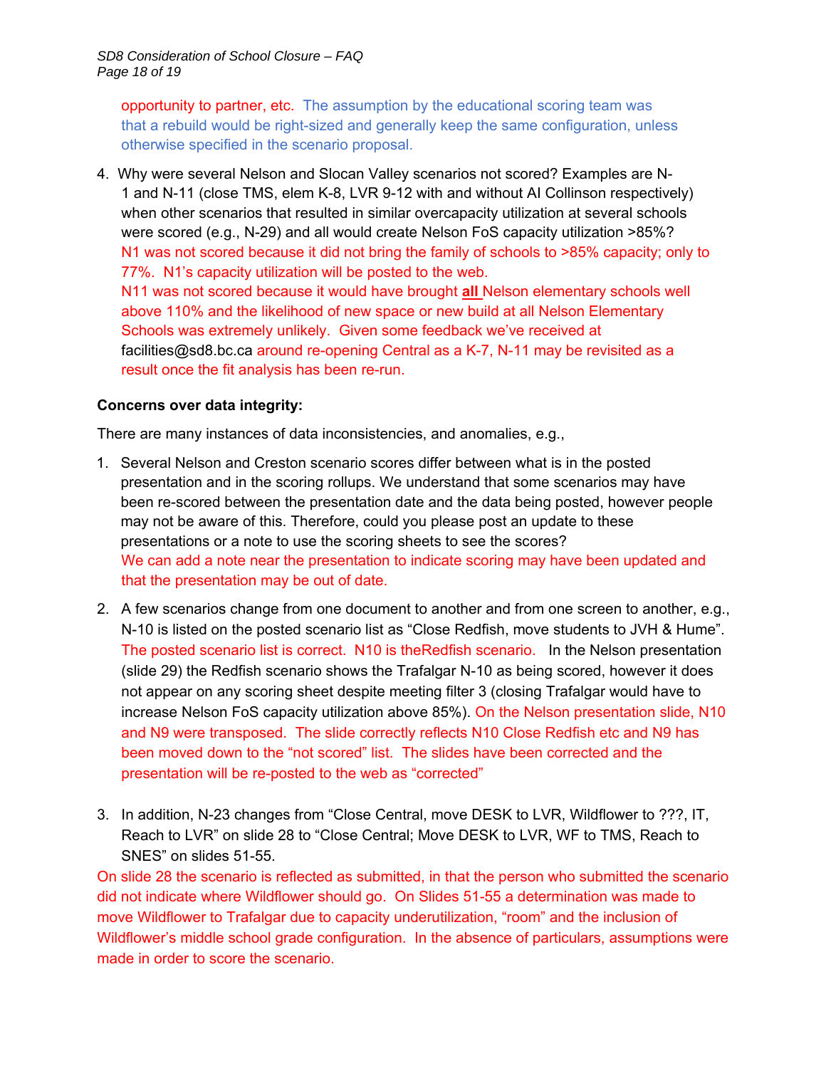opportunity to partner, etc. The assumption by the educational scoring team was that a rebuild would be right-sized and generally keep the same configuration, unless otherwise specified in the scenario proposal.

4. Why were several Nelson and Slocan Valley scenarios not scored? Examples are N-1 and N-11 (close TMS, elem K-8, LVR 9-12 with and without Al Collinson respectively) when other scenarios that resulted in similar overcapacity utilization at several schools were scored (e.g., N-29) and all would create Nelson FoS capacity utilization >85%?
   N1 was not scored because it did not bring the family of schools to >85% capacity; only to 77%. N1's capacity utilization will be posted to the web.
   N11 was not scored because it would have brought **all** Nelson elementary schools well above 110% and the likelihood of new space or new build at all Nelson Elementary Schools was extremely unlikely. Given some feedback we've received at facilities@sd8.bc.ca around re-opening Central as a K-7, N-11 may be revisited as a result once the fit analysis has been re-run.

**Concerns over data integrity:**

There are many instances of data inconsistencies, and anomalies, e.g.,

1. Several Nelson and Creston scenario scores differ between what is in the posted presentation and in the scoring rollups. We understand that some scenarios may have been re-scored between the presentation date and the data being posted, however people may not be aware of this. Therefore, could you please post an update to these presentations or a note to use the scoring sheets to see the scores?
   We can add a note near the presentation to indicate scoring may have been updated and that the presentation may be out of date.

2. A few scenarios change from one document to another and from one screen to another, e.g., N-10 is listed on the posted scenario list as "Close Redfish, move students to JVH & Hume". The posted scenario list is correct. N10 is theRedfish scenario. In the Nelson presentation (slide 29) the Redfish scenario shows the Trafalgar N-10 as being scored, however it does not appear on any scoring sheet despite meeting filter 3 (closing Trafalgar would have to increase Nelson FoS capacity utilization above 85%). On the Nelson presentation slide, N10 and N9 were transposed. The slide correctly reflects N10 Close Redfish etc and N9 has been moved down to the "not scored" list. The slides have been corrected and the presentation will be re-posted to the web as "corrected"

3. In addition, N-23 changes from "Close Central, move DESK to LVR, Wildflower to ???, IT, Reach to LVR" on slide 28 to "Close Central; Move DESK to LVR, WF to TMS, Reach to SNES" on slides 51-55.

On slide 28 the scenario is reflected as submitted, in that the person who submitted the scenario did not indicate where Wildflower should go. On Slides 51-55 a determination was made to move Wildflower to Trafalgar due to capacity underutilization, "room" and the inclusion of Wildflower's middle school grade configuration. In the absence of particulars, assumptions were made in order to score the scenario.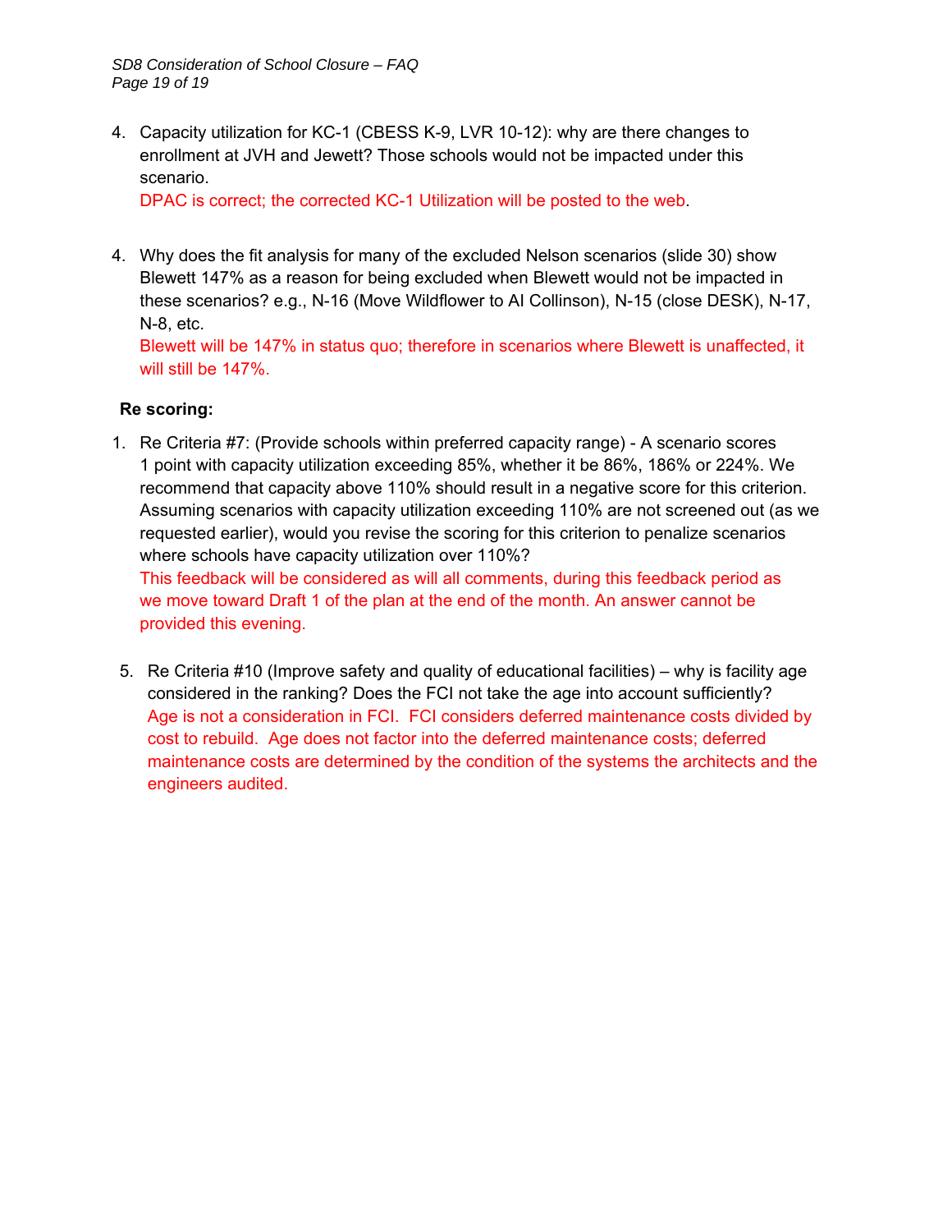4. Capacity utilization for KC-1 (CBESS K-9, LVR 10-12): why are there changes to enrollment at JVH and Jewett? Those schools would not be impacted under this scenario.
   DPAC is correct; the corrected KC-1 Utilization will be posted to the web.

4. Why does the fit analysis for many of the excluded Nelson scenarios (slide 30) show Blewett 147% as a reason for being excluded when Blewett would not be impacted in these scenarios? e.g., N-16 (Move Wildflower to Al Collinson), N-15 (close DESK), N-17, N-8, etc.
   Blewett will be 147% in status quo; therefore in scenarios where Blewett is unaffected, it will still be 147%.

**Re scoring:**

1. Re Criteria #7: (Provide schools within preferred capacity range) - A scenario scores 1 point with capacity utilization exceeding 85%, whether it be 86%, 186% or 224%. We recommend that capacity above 110% should result in a negative score for this criterion. Assuming scenarios with capacity utilization exceeding 110% are not screened out (as we requested earlier), would you revise the scoring for this criterion to penalize scenarios where schools have capacity utilization over 110%?
   This feedback will be considered as will all comments, during this feedback period as we move toward Draft 1 of the plan at the end of the month. An answer cannot be provided this evening.

5. Re Criteria #10 (Improve safety and quality of educational facilities) – why is facility age considered in the ranking? Does the FCI not take the age into account sufficiently?
   Age is not a consideration in FCI. FCI considers deferred maintenance costs divided by cost to rebuild. Age does not factor into the deferred maintenance costs; deferred maintenance costs are determined by the condition of the systems the architects and the engineers audited.